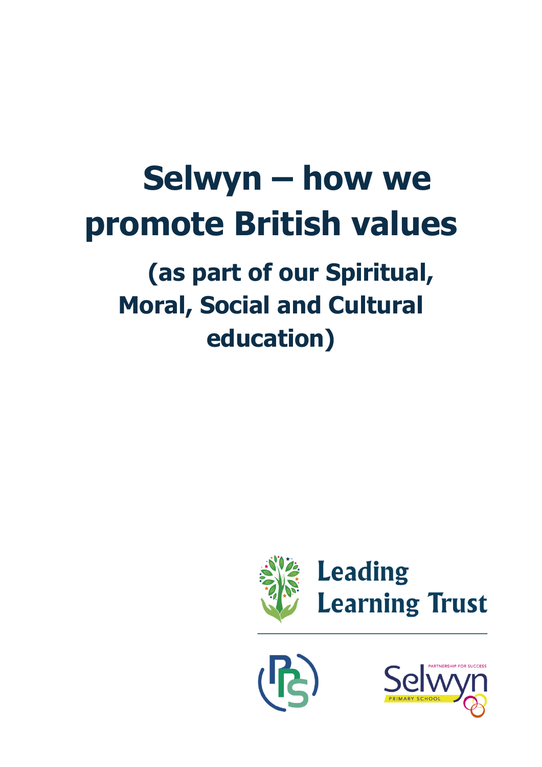# Selwyn – how we promote British values

## (as part of our Spiritual, Moral, Social and Cultural education)

Leading Learning Trust

PARTNERSHIP FOR SUCCESS

Selwyn

PRIMARY SCHOOL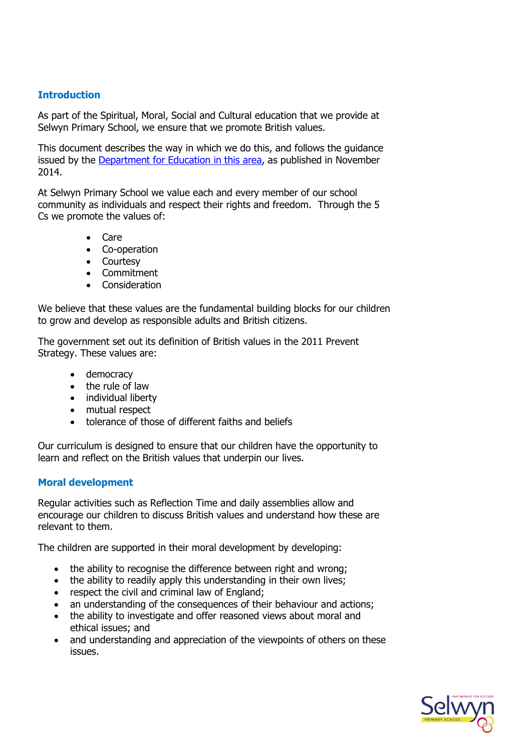## Introduction

As part of the Spiritual, Moral, Social and Cultural education that we provide at Selwyn Primary School, we ensure that we promote British values.

This document describes the way in which we do this, and follows the guidance issued by the [Department for Education in this area](), as published in November 2014.

At Selwyn Primary School we value each and every member of our school community as individuals and respect their rights and freedom. Through the 5 Cs we promote the values of:

- Care
- Co-operation
- Courtesy
- Commitment
- Consideration

We believe that these values are the fundamental building blocks for our children to grow and develop as responsible adults and British citizens.

The government set out its definition of British values in the 2011 Prevent Strategy. These values are:

- democracy
- the rule of law
- individual liberty
- mutual respect
- tolerance of those of different faiths and beliefs

Our curriculum is designed to ensure that our children have the opportunity to learn and reflect on the British values that underpin our lives.

## Moral development

Regular activities such as Reflection Time and daily assemblies allow and encourage our children to discuss British values and understand how these are relevant to them.

The children are supported in their moral development by developing:

- the ability to recognise the difference between right and wrong;
- the ability to readily apply this understanding in their own lives;
- respect the civil and criminal law of England;
- an understanding of the consequences of their behaviour and actions;
- the ability to investigate and offer reasoned views about moral and ethical issues; and
- and understanding and appreciation of the viewpoints of others on these issues.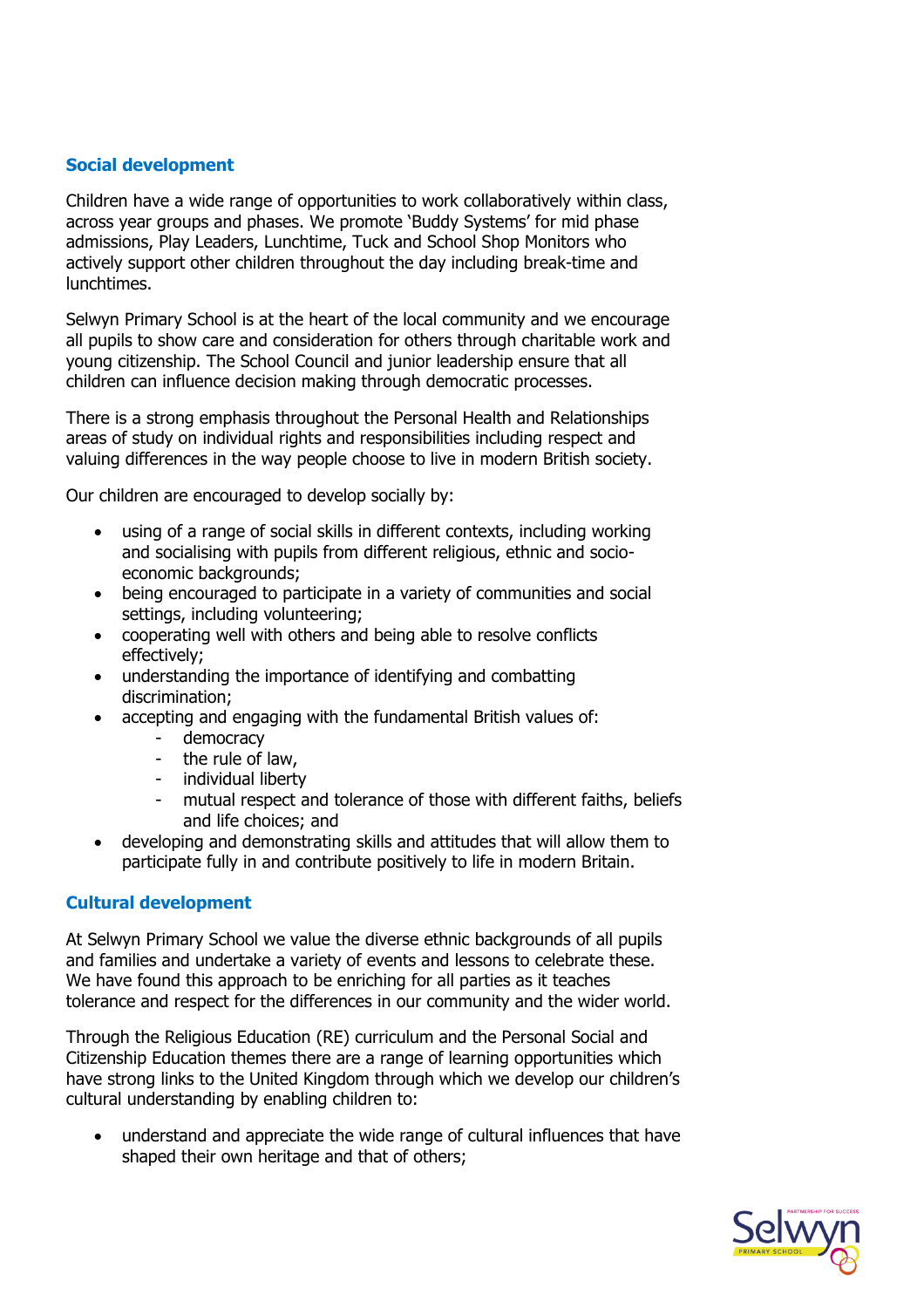## Social development

Children have a wide range of opportunities to work collaboratively within class, across year groups and phases. We promote 'Buddy Systems' for mid phase admissions, Play Leaders, Lunchtime, Tuck and School Shop Monitors who actively support other children throughout the day including break-time and lunchtimes.

Selwyn Primary School is at the heart of the local community and we encourage all pupils to show care and consideration for others through charitable work and young citizenship. The School Council and junior leadership ensure that all children can influence decision making through democratic processes.

There is a strong emphasis throughout the Personal Health and Relationships areas of study on individual rights and responsibilities including respect and valuing differences in the way people choose to live in modern British society.

Our children are encouraged to develop socially by:

- using of a range of social skills in different contexts, including working and socialising with pupils from different religious, ethnic and socio-economic backgrounds;
- being encouraged to participate in a variety of communities and social settings, including volunteering;
- cooperating well with others and being able to resolve conflicts effectively;
- understanding the importance of identifying and combatting discrimination;
- accepting and engaging with the fundamental British values of:
  - democracy
  - the rule of law,
  - individual liberty
  - mutual respect and tolerance of those with different faiths, beliefs and life choices; and
- developing and demonstrating skills and attitudes that will allow them to participate fully in and contribute positively to life in modern Britain.

## Cultural development

At Selwyn Primary School we value the diverse ethnic backgrounds of all pupils and families and undertake a variety of events and lessons to celebrate these. We have found this approach to be enriching for all parties as it teaches tolerance and respect for the differences in our community and the wider world.

Through the Religious Education (RE) curriculum and the Personal Social and Citizenship Education themes there are a range of learning opportunities which have strong links to the United Kingdom through which we develop our children's cultural understanding by enabling children to:

- understand and appreciate the wide range of cultural influences that have shaped their own heritage and that of others;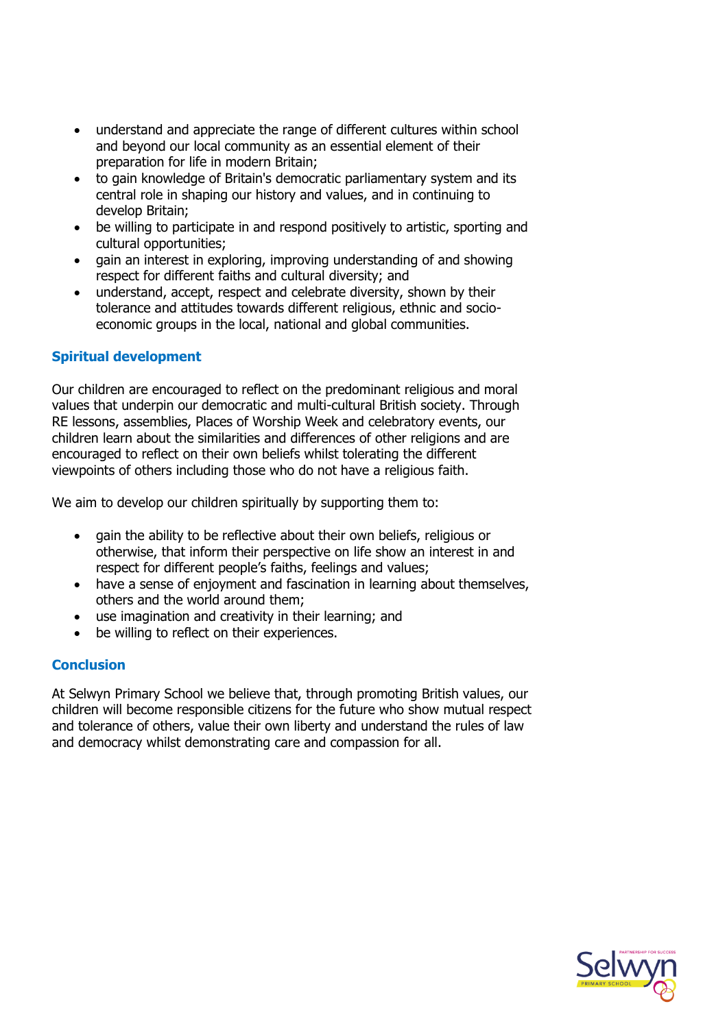- understand and appreciate the range of different cultures within school and beyond our local community as an essential element of their preparation for life in modern Britain;
- to gain knowledge of Britain's democratic parliamentary system and its central role in shaping our history and values, and in continuing to develop Britain;
- be willing to participate in and respond positively to artistic, sporting and cultural opportunities;
- gain an interest in exploring, improving understanding of and showing respect for different faiths and cultural diversity; and
- understand, accept, respect and celebrate diversity, shown by their tolerance and attitudes towards different religious, ethnic and socio-economic groups in the local, national and global communities.

## Spiritual development

Our children are encouraged to reflect on the predominant religious and moral values that underpin our democratic and multi-cultural British society. Through RE lessons, assemblies, Places of Worship Week and celebratory events, our children learn about the similarities and differences of other religions and are encouraged to reflect on their own beliefs whilst tolerating the different viewpoints of others including those who do not have a religious faith.

We aim to develop our children spiritually by supporting them to:

- gain the ability to be reflective about their own beliefs, religious or otherwise, that inform their perspective on life show an interest in and respect for different people's faiths, feelings and values;
- have a sense of enjoyment and fascination in learning about themselves, others and the world around them;
- use imagination and creativity in their learning; and
- be willing to reflect on their experiences.

## Conclusion

At Selwyn Primary School we believe that, through promoting British values, our children will become responsible citizens for the future who show mutual respect and tolerance of others, value their own liberty and understand the rules of law and democracy whilst demonstrating care and compassion for all.